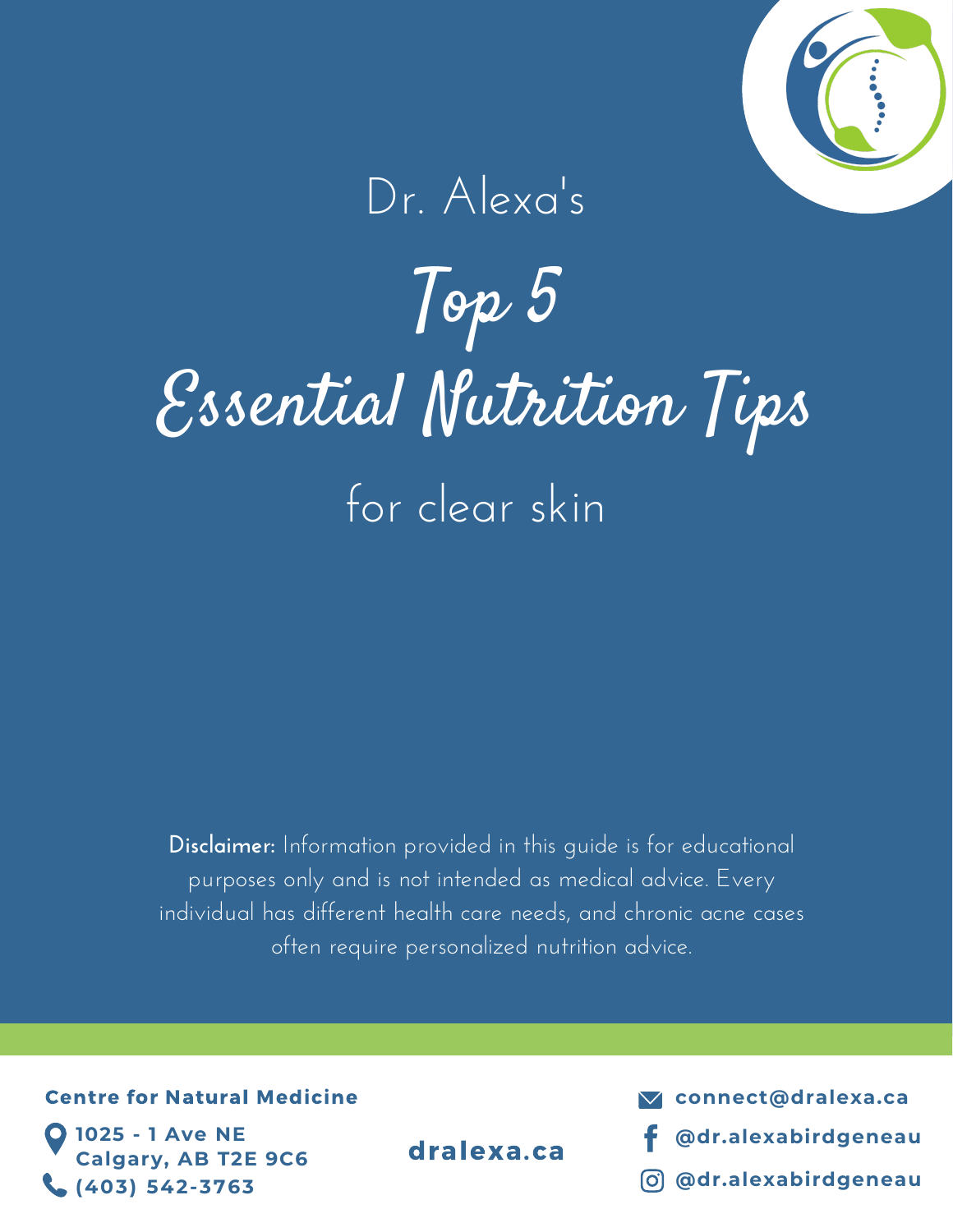Dr. Alexa's

# Top 5 Essential Nutrition Tips

for clear skin

**Disclaimer:** Information provided in this guide is for educational purposes only and is not intended as medical advice. Every individual has different health care needs, and chronic acne cases often require personalized nutrition advice.

**Centre for Natural Medicine**

**1025 - 1 Ave NE**
**Calgary, AB T2E 9C6**
**(403) 542-3763**

**dralexa.ca**

**connect@dralexa.ca**
**@dr.alexabirdgeneau**
**@dr.alexabirdgeneau**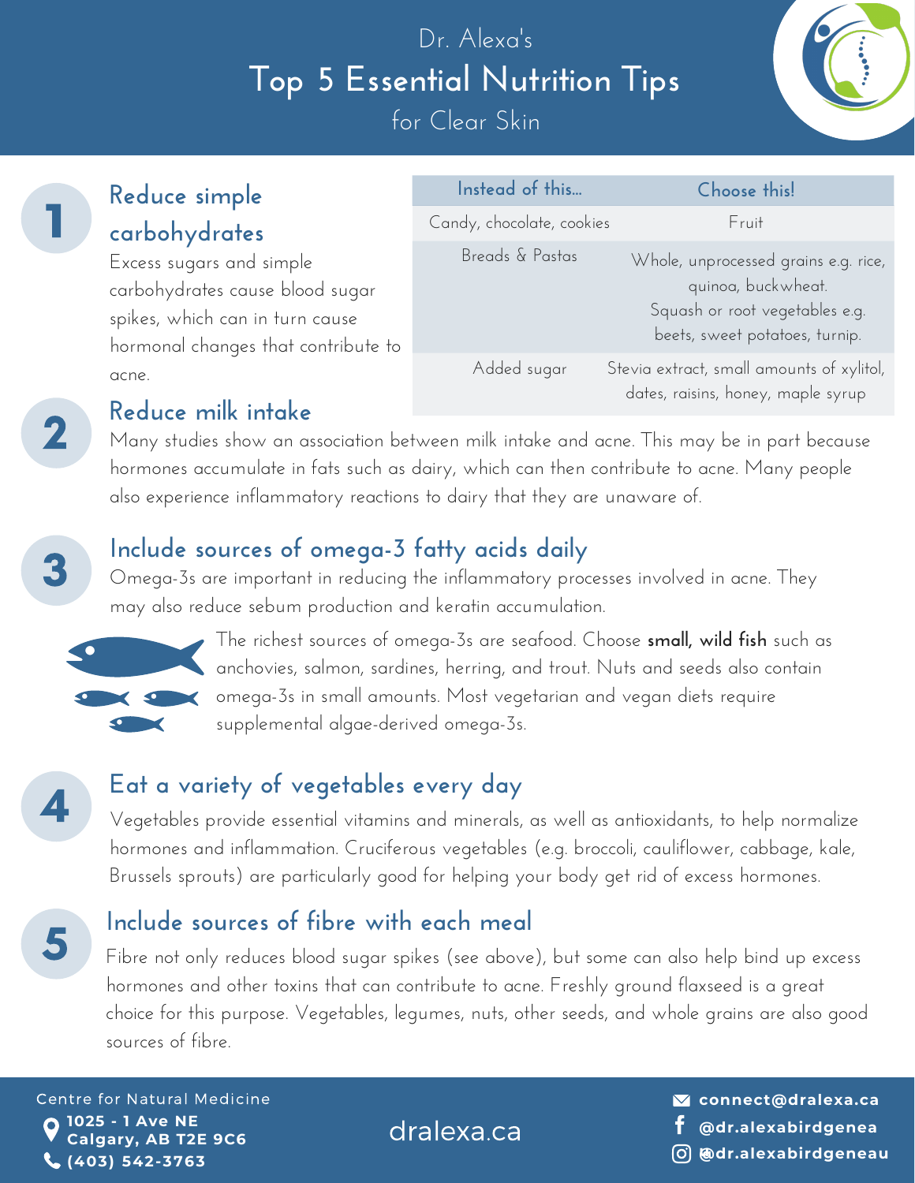Dr. Alexa's

# Top 5 Essential Nutrition Tips for Clear Skin

## 1 Reduce simple carbohydrates

Excess sugars and simple carbohydrates cause blood sugar spikes, which can in turn cause hormonal changes that contribute to acne.

| Instead of this... | Choose this! |
|---|---|
| Candy, chocolate, cookies | Fruit |
| Breads & Pastas | Whole, unprocessed grains e.g. rice, quinoa, buckwheat. Squash or root vegetables e.g. beets, sweet potatoes, turnip. |
| Added sugar | Stevia extract, small amounts of xylitol, dates, raisins, honey, maple syrup |

## 2 Reduce milk intake

Many studies show an association between milk intake and acne. This may be in part because hormones accumulate in fats such as dairy, which can then contribute to acne. Many people also experience inflammatory reactions to dairy that they are unaware of.

## 3 Include sources of omega-3 fatty acids daily

Omega-3s are important in reducing the inflammatory processes involved in acne. They may also reduce sebum production and keratin accumulation.

The richest sources of omega-3s are seafood. Choose **small, wild fish** such as anchovies, salmon, sardines, herring, and trout. Nuts and seeds also contain omega-3s in small amounts. Most vegetarian and vegan diets require supplemental algae-derived omega-3s.

## 4 Eat a variety of vegetables every day

Vegetables provide essential vitamins and minerals, as well as antioxidants, to help normalize hormones and inflammation. Cruciferous vegetables (e.g. broccoli, cauliflower, cabbage, kale, Brussels sprouts) are particularly good for helping your body get rid of excess hormones.

## 5 Include sources of fibre with each meal

Fibre not only reduces blood sugar spikes (see above), but some can also help bind up excess hormones and other toxins that can contribute to acne. Freshly ground flaxseed is a great choice for this purpose. Vegetables, legumes, nuts, other seeds, and whole grains are also good sources of fibre.

Centre for Natural Medicine
**1025 - 1 Ave NE**
**Calgary, AB T2E 9C6**
**(403) 542-3763**

dralexa.ca

**connect@dralexa.ca**
**@dr.alexabirdgenea**
**@dr.alexabirdgeneau**